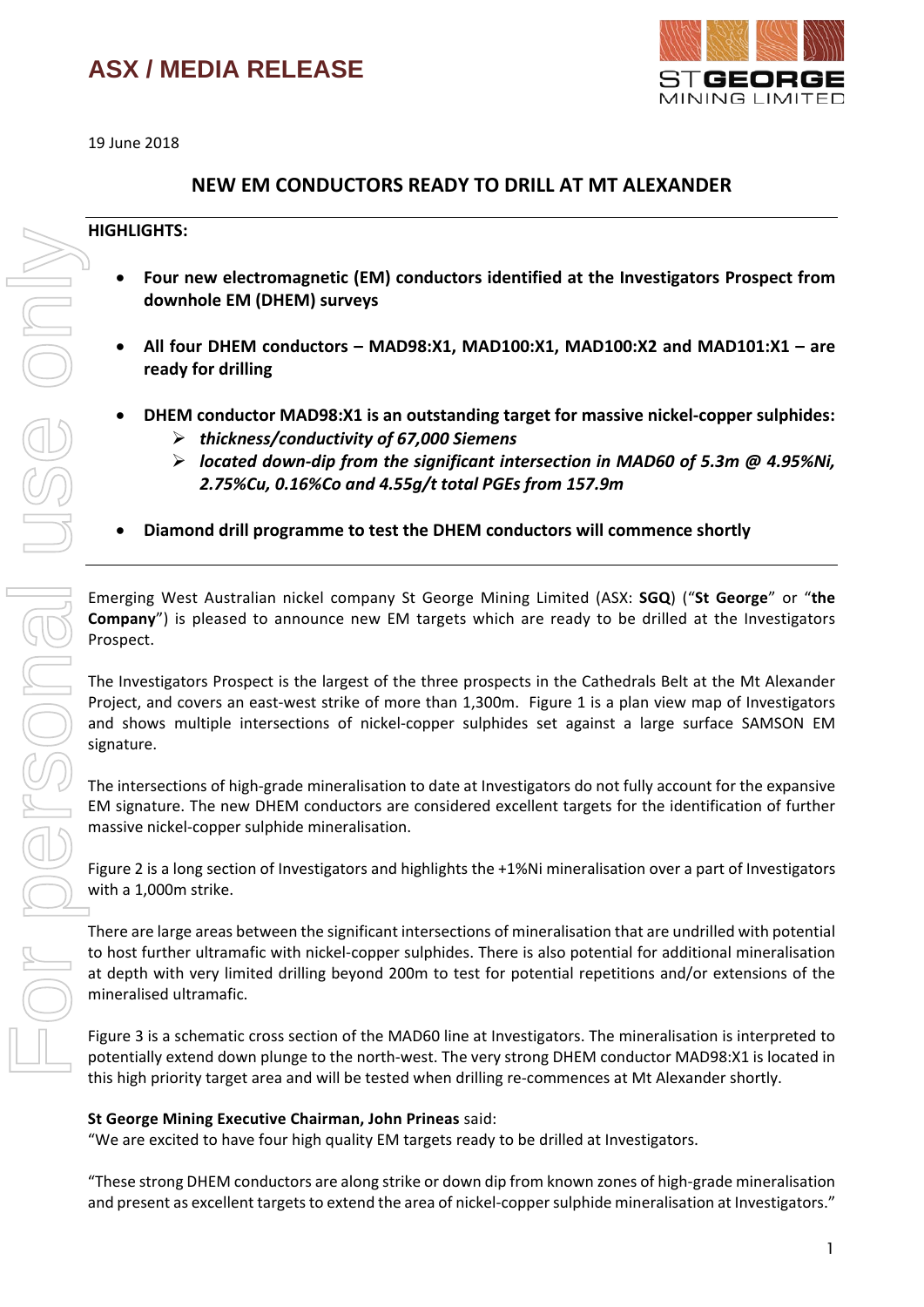# ASX / MEDIA RELEASE

19 June 2018

## NEW EM CONDUCTORS READY TO DRILL AT MT ALEXANDER

**HIGHLIGHTS:**

- **Four new electromagnetic (EM) conductors identified at the Investigators Prospect from downhole EM (DHEM) surveys**
- **All four DHEM conductors – MAD98:X1, MAD100:X1, MAD100:X2 and MAD101:X1 – are ready for drilling**
- **DHEM conductor MAD98:X1 is an outstanding target for massive nickel-copper sulphides:**
  - ***thickness/conductivity of 67,000 Siemens***
  - ***located down-dip from the significant intersection in MAD60 of 5.3m @ 4.95%Ni, 2.75%Cu, 0.16%Co and 4.55g/t total PGEs from 157.9m***
- **Diamond drill programme to test the DHEM conductors will commence shortly**

Emerging West Australian nickel company St George Mining Limited (ASX: **SGQ**) ("**St George**" or "**the Company**") is pleased to announce new EM targets which are ready to be drilled at the Investigators Prospect.

The Investigators Prospect is the largest of the three prospects in the Cathedrals Belt at the Mt Alexander Project, and covers an east-west strike of more than 1,300m. Figure 1 is a plan view map of Investigators and shows multiple intersections of nickel-copper sulphides set against a large surface SAMSON EM signature.

The intersections of high-grade mineralisation to date at Investigators do not fully account for the expansive EM signature. The new DHEM conductors are considered excellent targets for the identification of further massive nickel-copper sulphide mineralisation.

Figure 2 is a long section of Investigators and highlights the +1%Ni mineralisation over a part of Investigators with a 1,000m strike.

There are large areas between the significant intersections of mineralisation that are undrilled with potential to host further ultramafic with nickel-copper sulphides. There is also potential for additional mineralisation at depth with very limited drilling beyond 200m to test for potential repetitions and/or extensions of the mineralised ultramafic.

Figure 3 is a schematic cross section of the MAD60 line at Investigators. The mineralisation is interpreted to potentially extend down plunge to the north-west. The very strong DHEM conductor MAD98:X1 is located in this high priority target area and will be tested when drilling re-commences at Mt Alexander shortly.

**St George Mining Executive Chairman, John Prineas** said:

"We are excited to have four high quality EM targets ready to be drilled at Investigators.

"These strong DHEM conductors are along strike or down dip from known zones of high-grade mineralisation and present as excellent targets to extend the area of nickel-copper sulphide mineralisation at Investigators."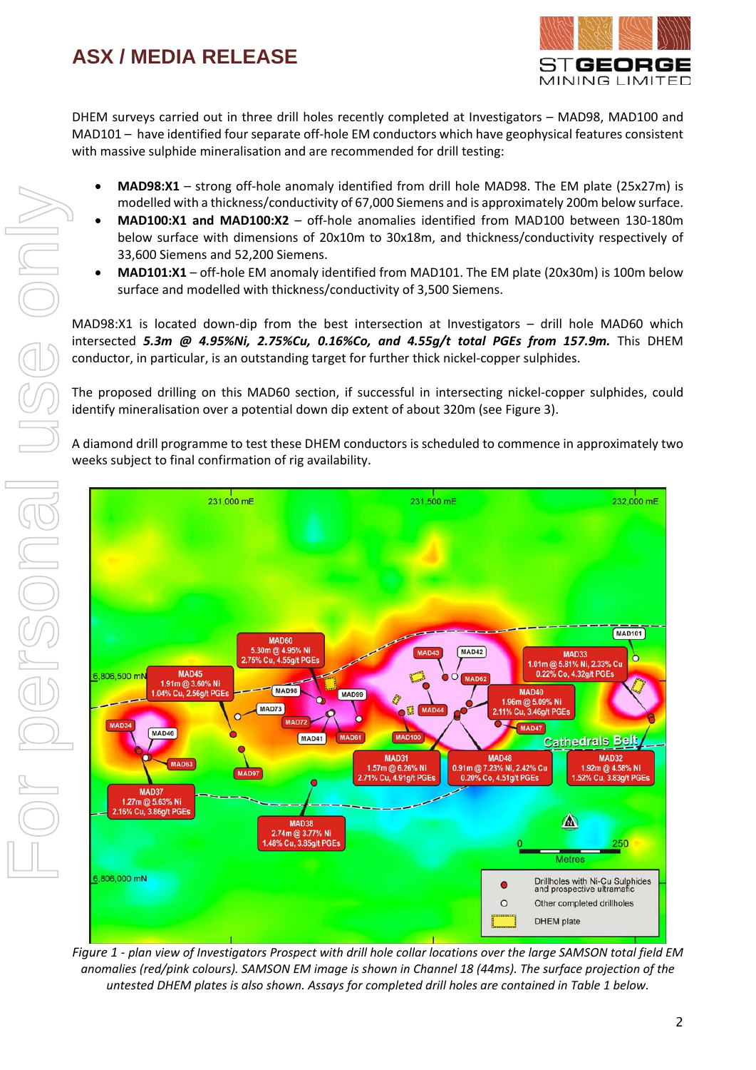DHEM surveys carried out in three drill holes recently completed at Investigators – MAD98, MAD100 and MAD101 – have identified four separate off-hole EM conductors which have geophysical features consistent with massive sulphide mineralisation and are recommended for drill testing:

- **MAD98:X1** – strong off-hole anomaly identified from drill hole MAD98. The EM plate (25x27m) is modelled with a thickness/conductivity of 67,000 Siemens and is approximately 200m below surface.
- **MAD100:X1 and MAD100:X2** – off-hole anomalies identified from MAD100 between 130-180m below surface with dimensions of 20x10m to 30x18m, and thickness/conductivity respectively of 33,600 Siemens and 52,200 Siemens.
- **MAD101:X1** – off-hole EM anomaly identified from MAD101. The EM plate (20x30m) is 100m below surface and modelled with thickness/conductivity of 3,500 Siemens.

MAD98:X1 is located down-dip from the best intersection at Investigators – drill hole MAD60 which intersected ***5.3m @ 4.95%Ni, 2.75%Cu, 0.16%Co, and 4.55g/t total PGEs from 157.9m.*** This DHEM conductor, in particular, is an outstanding target for further thick nickel-copper sulphides.

The proposed drilling on this MAD60 section, if successful in intersecting nickel-copper sulphides, could identify mineralisation over a potential down dip extent of about 320m (see Figure 3).

A diamond drill programme to test these DHEM conductors is scheduled to commence in approximately two weeks subject to final confirmation of rig availability.

*Figure 1 - plan view of Investigators Prospect with drill hole collar locations over the large SAMSON total field EM anomalies (red/pink colours). SAMSON EM image is shown in Channel 18 (44ms). The surface projection of the untested DHEM plates is also shown. Assays for completed drill holes are contained in Table 1 below.*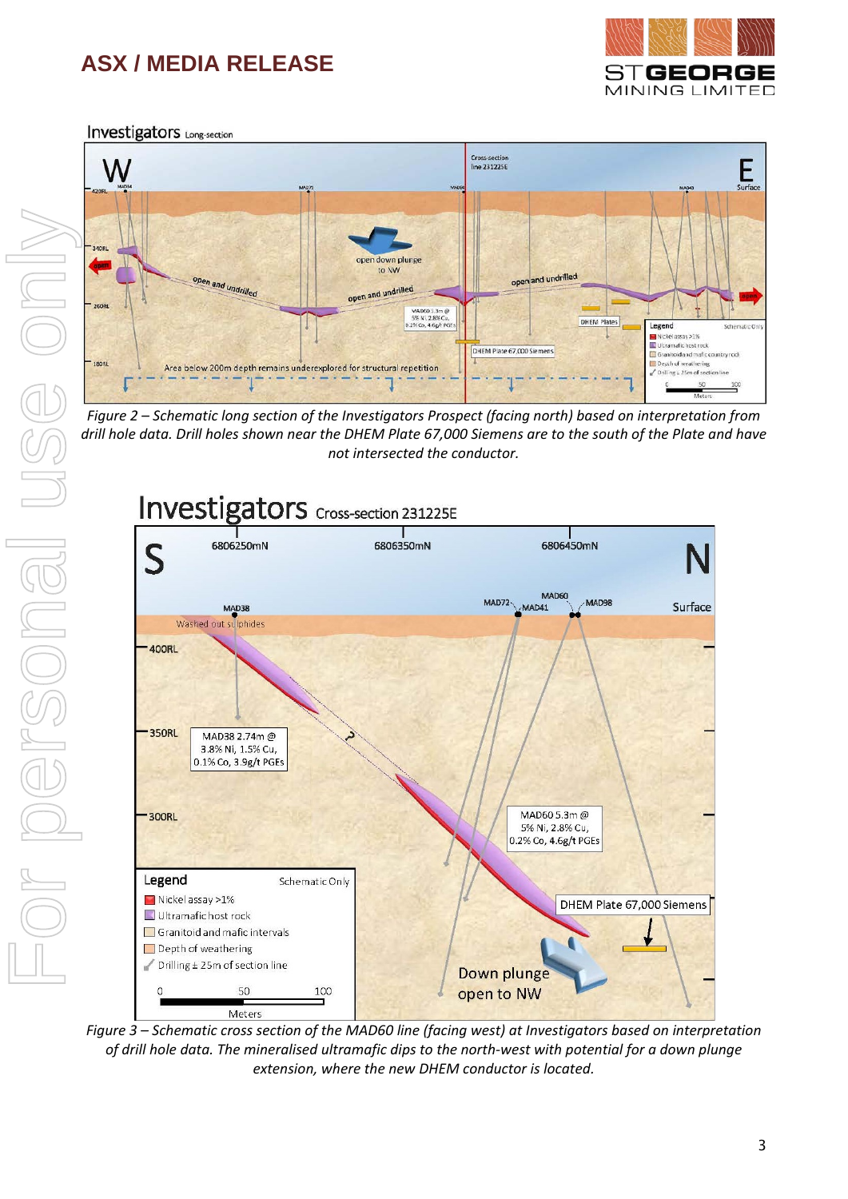Figure 2 – Schematic long section of the Investigators Prospect (facing north) based on interpretation from drill hole data. Drill holes shown near the DHEM Plate 67,000 Siemens are to the south of the Plate and have not intersected the conductor.

Figure 3 – Schematic cross section of the MAD60 line (facing west) at Investigators based on interpretation of drill hole data. The mineralised ultramafic dips to the north-west with potential for a down plunge extension, where the new DHEM conductor is located.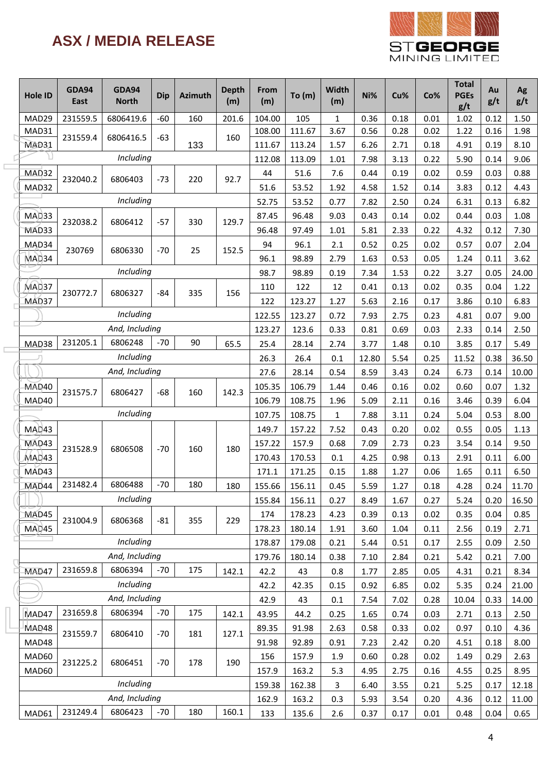## ASX / MEDIA RELEASE

| Hole ID | GDA94 East | GDA94 North | Dip | Azimuth | Depth (m) | From (m) | To (m) | Width (m) | Ni% | Cu% | Co% | Total PGEs g/t | Au g/t | Ag g/t |
|---|---|---|---|---|---|---|---|---|---|---|---|---|---|---|
| MAD29 | 231559.5 | 6806419.6 | -60 | 160 | 201.6 | 104.00 | 105 | 1 | 0.36 | 0.18 | 0.01 | 1.02 | 0.12 | 1.50 |
| MAD31 | 231559.4 | 6806416.5 | -63 | 133 | 160 | 108.00 | 111.67 | 3.67 | 0.56 | 0.28 | 0.02 | 1.22 | 0.16 | 1.98 |
| MAD31 | | | | | | 111.67 | 113.24 | 1.57 | 6.26 | 2.71 | 0.18 | 4.91 | 0.19 | 8.10 |
| *Including* | | | | | | 112.08 | 113.09 | 1.01 | 7.98 | 3.13 | 0.22 | 5.90 | 0.14 | 9.06 |
| MAD32 | 232040.2 | 6806403 | -73 | 220 | 92.7 | 44 | 51.6 | 7.6 | 0.44 | 0.19 | 0.02 | 0.59 | 0.03 | 0.88 |
| MAD32 | | | | | | 51.6 | 53.52 | 1.92 | 4.58 | 1.52 | 0.14 | 3.83 | 0.12 | 4.43 |
| *Including* | | | | | | 52.75 | 53.52 | 0.77 | 7.82 | 2.50 | 0.24 | 6.31 | 0.13 | 6.82 |
| MAD33 | 232038.2 | 6806412 | -57 | 330 | 129.7 | 87.45 | 96.48 | 9.03 | 0.43 | 0.14 | 0.02 | 0.44 | 0.03 | 1.08 |
| MAD33 | | | | | | 96.48 | 97.49 | 1.01 | 5.81 | 2.33 | 0.22 | 4.32 | 0.12 | 7.30 |
| MAD34 | 230769 | 6806330 | -70 | 25 | 152.5 | 94 | 96.1 | 2.1 | 0.52 | 0.25 | 0.02 | 0.57 | 0.07 | 2.04 |
| MAD34 | | | | | | 96.1 | 98.89 | 2.79 | 1.63 | 0.53 | 0.05 | 1.24 | 0.11 | 3.62 |
| *Including* | | | | | | 98.7 | 98.89 | 0.19 | 7.34 | 1.53 | 0.22 | 3.27 | 0.05 | 24.00 |
| MAD37 | 230772.7 | 6806327 | -84 | 335 | 156 | 110 | 122 | 12 | 0.41 | 0.13 | 0.02 | 0.35 | 0.04 | 1.22 |
| MAD37 | | | | | | 122 | 123.27 | 1.27 | 5.63 | 2.16 | 0.17 | 3.86 | 0.10 | 6.83 |
| *Including* | | | | | | 122.55 | 123.27 | 0.72 | 7.93 | 2.75 | 0.23 | 4.81 | 0.07 | 9.00 |
| *And, Including* | | | | | | 123.27 | 123.6 | 0.33 | 0.81 | 0.69 | 0.03 | 2.33 | 0.14 | 2.50 |
| MAD38 | 231205.1 | 6806248 | -70 | 90 | 65.5 | 25.4 | 28.14 | 2.74 | 3.77 | 1.48 | 0.10 | 3.85 | 0.17 | 5.49 |
| *Including* | | | | | | 26.3 | 26.4 | 0.1 | 12.80 | 5.54 | 0.25 | 11.52 | 0.38 | 36.50 |
| *And, Including* | | | | | | 27.6 | 28.14 | 0.54 | 8.59 | 3.43 | 0.24 | 6.73 | 0.14 | 10.00 |
| MAD40 | 231575.7 | 6806427 | -68 | 160 | 142.3 | 105.35 | 106.79 | 1.44 | 0.46 | 0.16 | 0.02 | 0.60 | 0.07 | 1.32 |
| MAD40 | | | | | | 106.79 | 108.75 | 1.96 | 5.09 | 2.11 | 0.16 | 3.46 | 0.39 | 6.04 |
| *Including* | | | | | | 107.75 | 108.75 | 1 | 7.88 | 3.11 | 0.24 | 5.04 | 0.53 | 8.00 |
| MAD43 | 231528.9 | 6806508 | -70 | 160 | 180 | 149.7 | 157.22 | 7.52 | 0.43 | 0.20 | 0.02 | 0.55 | 0.05 | 1.13 |
| MAD43 | | | | | | 157.22 | 157.9 | 0.68 | 7.09 | 2.73 | 0.23 | 3.54 | 0.14 | 9.50 |
| MAD43 | | | | | | 170.43 | 170.53 | 0.1 | 4.25 | 0.98 | 0.13 | 2.91 | 0.11 | 6.00 |
| MAD43 | | | | | | 171.1 | 171.25 | 0.15 | 1.88 | 1.27 | 0.06 | 1.65 | 0.11 | 6.50 |
| MAD44 | 231482.4 | 6806488 | -70 | 180 | 180 | 155.66 | 156.11 | 0.45 | 5.59 | 1.27 | 0.18 | 4.28 | 0.24 | 11.70 |
| *Including* | | | | | | 155.84 | 156.11 | 0.27 | 8.49 | 1.67 | 0.27 | 5.24 | 0.20 | 16.50 |
| MAD45 | 231004.9 | 6806368 | -81 | 355 | 229 | 174 | 178.23 | 4.23 | 0.39 | 0.13 | 0.02 | 0.35 | 0.04 | 0.85 |
| MAD45 | | | | | | 178.23 | 180.14 | 1.91 | 3.60 | 1.04 | 0.11 | 2.56 | 0.19 | 2.71 |
| *Including* | | | | | | 178.87 | 179.08 | 0.21 | 5.44 | 0.51 | 0.17 | 2.55 | 0.09 | 2.50 |
| *And, Including* | | | | | | 179.76 | 180.14 | 0.38 | 7.10 | 2.84 | 0.21 | 5.42 | 0.21 | 7.00 |
| MAD47 | 231659.8 | 6806394 | -70 | 175 | 142.1 | 42.2 | 43 | 0.8 | 1.77 | 2.85 | 0.05 | 4.31 | 0.21 | 8.34 |
| *Including* | | | | | | 42.2 | 42.35 | 0.15 | 0.92 | 6.85 | 0.02 | 5.35 | 0.24 | 21.00 |
| *And, Including* | | | | | | 42.9 | 43 | 0.1 | 7.54 | 7.02 | 0.28 | 10.04 | 0.33 | 14.00 |
| MAD47 | 231659.8 | 6806394 | -70 | 175 | 142.1 | 43.95 | 44.2 | 0.25 | 1.65 | 0.74 | 0.03 | 2.71 | 0.13 | 2.50 |
| MAD48 | 231559.7 | 6806410 | -70 | 181 | 127.1 | 89.35 | 91.98 | 2.63 | 0.58 | 0.33 | 0.02 | 0.97 | 0.10 | 4.36 |
| MAD48 | | | | | | 91.98 | 92.89 | 0.91 | 7.23 | 2.42 | 0.20 | 4.51 | 0.18 | 8.00 |
| MAD60 | 231225.2 | 6806451 | -70 | 178 | 190 | 156 | 157.9 | 1.9 | 0.60 | 0.28 | 0.02 | 1.49 | 0.29 | 2.63 |
| MAD60 | | | | | | 157.9 | 163.2 | 5.3 | 4.95 | 2.75 | 0.16 | 4.55 | 0.25 | 8.95 |
| *Including* | | | | | | 159.38 | 162.38 | 3 | 6.40 | 3.55 | 0.21 | 5.25 | 0.17 | 12.18 |
| *And, Including* | | | | | | 162.9 | 163.2 | 0.3 | 5.93 | 3.54 | 0.20 | 4.36 | 0.12 | 11.00 |
| MAD61 | 231249.4 | 6806423 | -70 | 180 | 160.1 | 133 | 135.6 | 2.6 | 0.37 | 0.17 | 0.01 | 0.48 | 0.04 | 0.65 |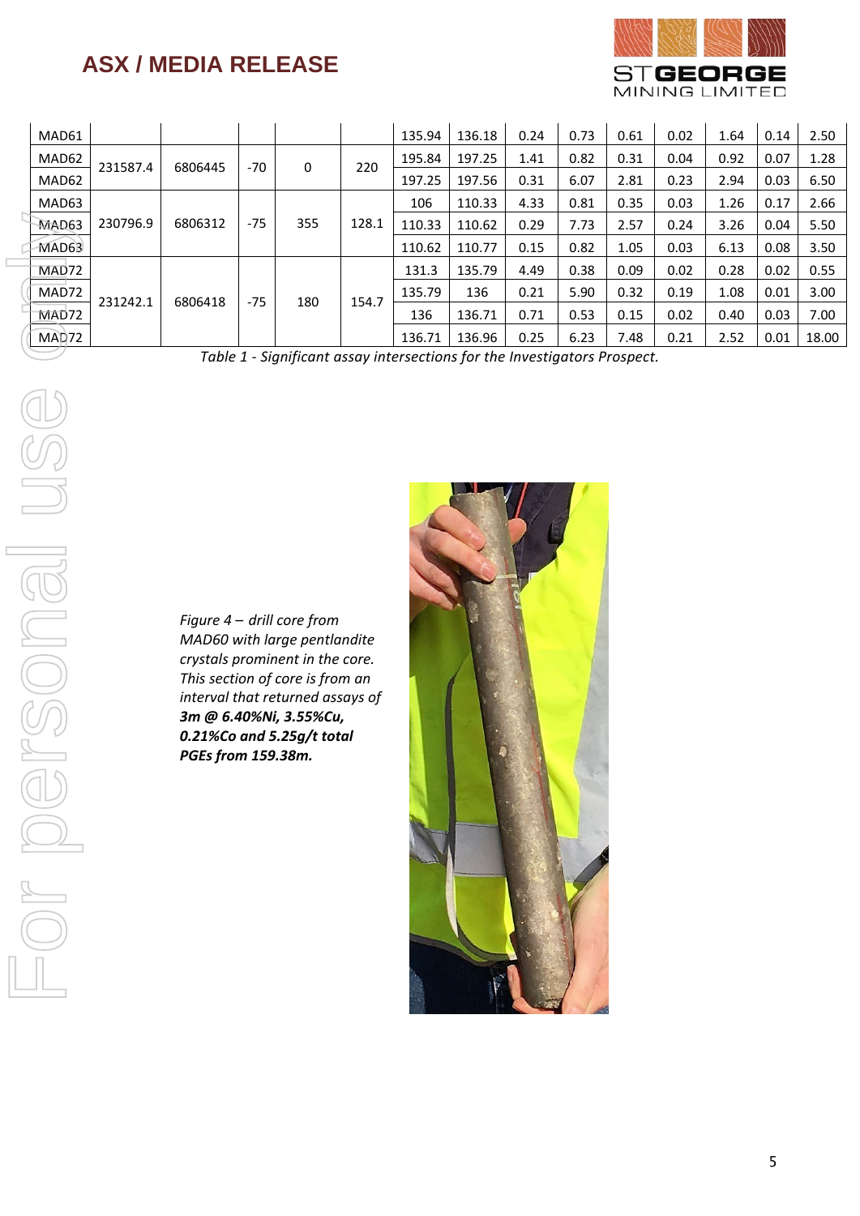| | | | | | | | | | | | | | | |
|---|---|---|---|---|---|---|---|---|---|---|---|---|---|---|
| MAD61 | | | | | | 135.94 | 136.18 | 0.24 | 0.73 | 0.61 | 0.02 | 1.64 | 0.14 | 2.50 |
| MAD62 | 231587.4 | 6806445 | -70 | 0 | 220 | 195.84 | 197.25 | 1.41 | 0.82 | 0.31 | 0.04 | 0.92 | 0.07 | 1.28 |
| MAD62 | | | | | | 197.25 | 197.56 | 0.31 | 6.07 | 2.81 | 0.23 | 2.94 | 0.03 | 6.50 |
| MAD63 | 230796.9 | 6806312 | -75 | 355 | 128.1 | 106 | 110.33 | 4.33 | 0.81 | 0.35 | 0.03 | 1.26 | 0.17 | 2.66 |
| MAD63 | | | | | | 110.33 | 110.62 | 0.29 | 7.73 | 2.57 | 0.24 | 3.26 | 0.04 | 5.50 |
| MAD63 | | | | | | 110.62 | 110.77 | 0.15 | 0.82 | 1.05 | 0.03 | 6.13 | 0.08 | 3.50 |
| MAD72 | 231242.1 | 6806418 | -75 | 180 | 154.7 | 131.3 | 135.79 | 4.49 | 0.38 | 0.09 | 0.02 | 0.28 | 0.02 | 0.55 |
| MAD72 | | | | | | 135.79 | 136 | 0.21 | 5.90 | 0.32 | 0.19 | 1.08 | 0.01 | 3.00 |
| MAD72 | | | | | | 136 | 136.71 | 0.71 | 0.53 | 0.15 | 0.02 | 0.40 | 0.03 | 7.00 |
| MAD72 | | | | | | 136.71 | 136.96 | 0.25 | 6.23 | 7.48 | 0.21 | 2.52 | 0.01 | 18.00 |

*Table 1 - Significant assay intersections for the Investigators Prospect.*

*Figure 4 – drill core from MAD60 with large pentlandite crystals prominent in the core. This section of core is from an interval that returned assays of* ***3m @ 6.40%Ni, 3.55%Cu, 0.21%Co and 5.25g/t total PGEs from 159.38m.***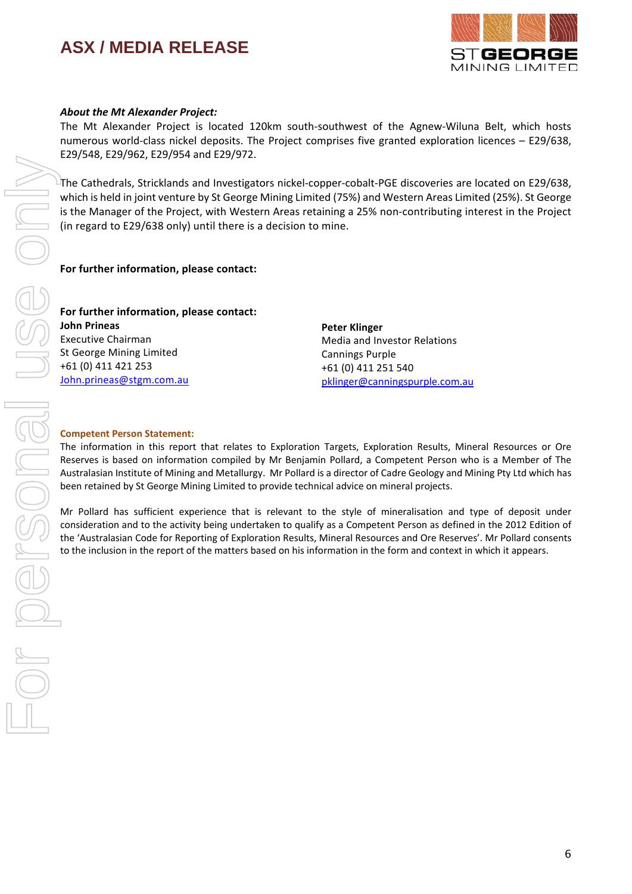***About the Mt Alexander Project:***

The Mt Alexander Project is located 120km south-southwest of the Agnew-Wiluna Belt, which hosts numerous world-class nickel deposits. The Project comprises five granted exploration licences – E29/638, E29/548, E29/962, E29/954 and E29/972.

The Cathedrals, Stricklands and Investigators nickel-copper-cobalt-PGE discoveries are located on E29/638, which is held in joint venture by St George Mining Limited (75%) and Western Areas Limited (25%). St George is the Manager of the Project, with Western Areas retaining a 25% non-contributing interest in the Project (in regard to E29/638 only) until there is a decision to mine.

**For further information, please contact:**

**For further information, please contact:**

**John Prineas**
Executive Chairman
St George Mining Limited
+61 (0) 411 421 253
John.prineas@stgm.com.au

**Peter Klinger**
Media and Investor Relations
Cannings Purple
+61 (0) 411 251 540
pklinger@canningspurple.com.au

**Competent Person Statement:**

The information in this report that relates to Exploration Targets, Exploration Results, Mineral Resources or Ore Reserves is based on information compiled by Mr Benjamin Pollard, a Competent Person who is a Member of The Australasian Institute of Mining and Metallurgy. Mr Pollard is a director of Cadre Geology and Mining Pty Ltd which has been retained by St George Mining Limited to provide technical advice on mineral projects.

Mr Pollard has sufficient experience that is relevant to the style of mineralisation and type of deposit under consideration and to the activity being undertaken to qualify as a Competent Person as defined in the 2012 Edition of the 'Australasian Code for Reporting of Exploration Results, Mineral Resources and Ore Reserves'. Mr Pollard consents to the inclusion in the report of the matters based on his information in the form and context in which it appears.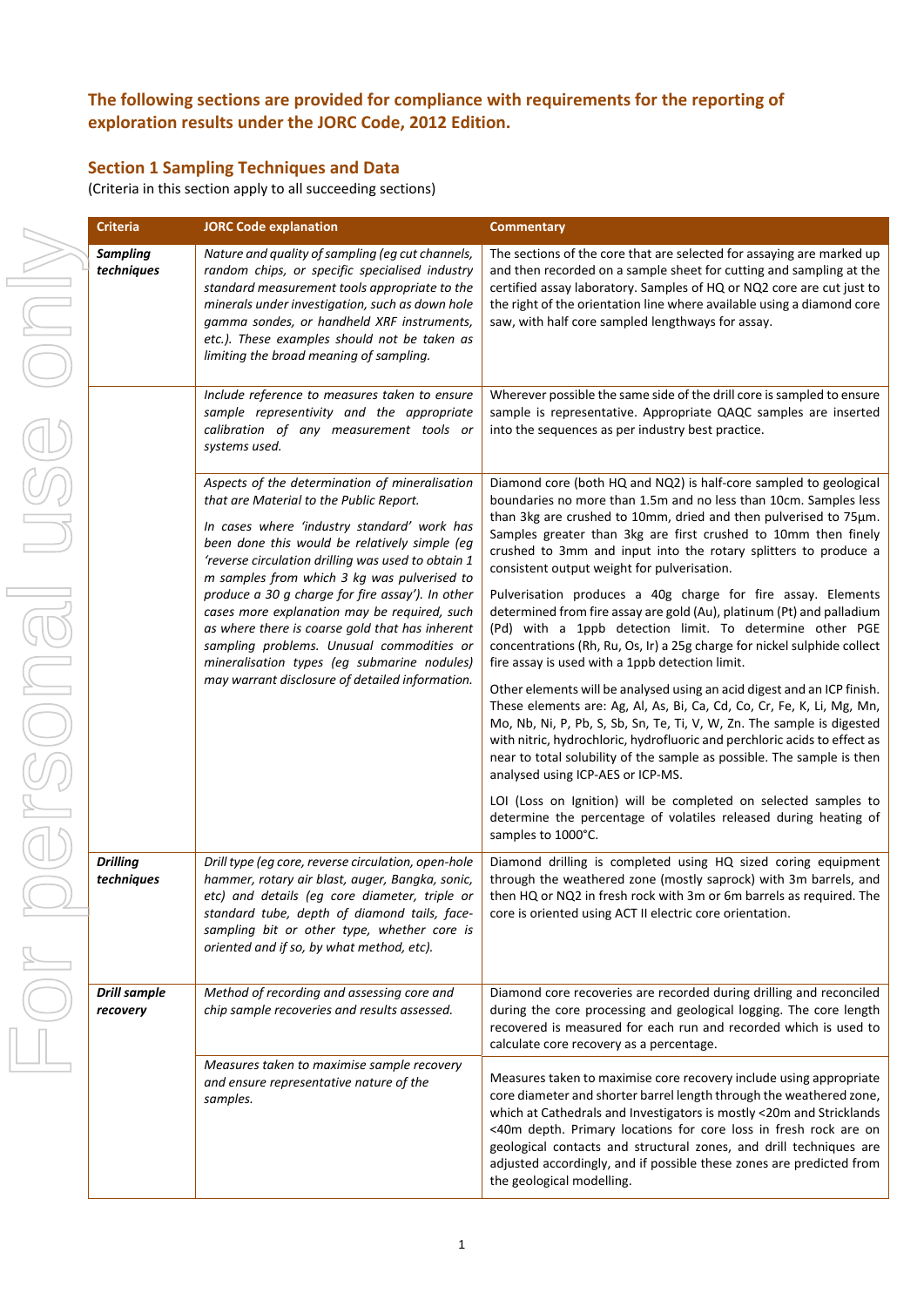**The following sections are provided for compliance with requirements for the reporting of exploration results under the JORC Code, 2012 Edition.**

## Section 1 Sampling Techniques and Data

(Criteria in this section apply to all succeeding sections)

| Criteria | JORC Code explanation | Commentary |
|---|---|---|
| ***Sampling techniques*** | *Nature and quality of sampling (eg cut channels, random chips, or specific specialised industry standard measurement tools appropriate to the minerals under investigation, such as down hole gamma sondes, or handheld XRF instruments, etc.). These examples should not be taken as limiting the broad meaning of sampling.* | The sections of the core that are selected for assaying are marked up and then recorded on a sample sheet for cutting and sampling at the certified assay laboratory. Samples of HQ or NQ2 core are cut just to the right of the orientation line where available using a diamond core saw, with half core sampled lengthways for assay. |
| | *Include reference to measures taken to ensure sample representivity and the appropriate calibration of any measurement tools or systems used.* | Wherever possible the same side of the drill core is sampled to ensure sample is representative. Appropriate QAQC samples are inserted into the sequences as per industry best practice. |
| | *Aspects of the determination of mineralisation that are Material to the Public Report.* <br><br> *In cases where 'industry standard' work has been done this would be relatively simple (eg 'reverse circulation drilling was used to obtain 1 m samples from which 3 kg was pulverised to produce a 30 g charge for fire assay'). In other cases more explanation may be required, such as where there is coarse gold that has inherent sampling problems. Unusual commodities or mineralisation types (eg submarine nodules) may warrant disclosure of detailed information.* | Diamond core (both HQ and NQ2) is half-core sampled to geological boundaries no more than 1.5m and no less than 10cm. Samples less than 3kg are crushed to 10mm, dried and then pulverised to 75µm. Samples greater than 3kg are first crushed to 10mm then finely crushed to 3mm and input into the rotary splitters to produce a consistent output weight for pulverisation. <br><br> Pulverisation produces a 40g charge for fire assay. Elements determined from fire assay are gold (Au), platinum (Pt) and palladium (Pd) with a 1ppb detection limit. To determine other PGE concentrations (Rh, Ru, Os, Ir) a 25g charge for nickel sulphide collect fire assay is used with a 1ppb detection limit. <br><br> Other elements will be analysed using an acid digest and an ICP finish. These elements are: Ag, Al, As, Bi, Ca, Cd, Co, Cr, Fe, K, Li, Mg, Mn, Mo, Nb, Ni, P, Pb, S, Sb, Sn, Te, Ti, V, W, Zn. The sample is digested with nitric, hydrochloric, hydrofluoric and perchloric acids to effect as near to total solubility of the sample as possible. The sample is then analysed using ICP-AES or ICP-MS. <br><br> LOI (Loss on Ignition) will be completed on selected samples to determine the percentage of volatiles released during heating of samples to 1000°C. |
| ***Drilling techniques*** | *Drill type (eg core, reverse circulation, open-hole hammer, rotary air blast, auger, Bangka, sonic, etc) and details (eg core diameter, triple or standard tube, depth of diamond tails, face-sampling bit or other type, whether core is oriented and if so, by what method, etc).* | Diamond drilling is completed using HQ sized coring equipment through the weathered zone (mostly saprock) with 3m barrels, and then HQ or NQ2 in fresh rock with 3m or 6m barrels as required. The core is oriented using ACT II electric core orientation. |
| ***Drill sample recovery*** | *Method of recording and assessing core and chip sample recoveries and results assessed.* | Diamond core recoveries are recorded during drilling and reconciled during the core processing and geological logging. The core length recovered is measured for each run and recorded which is used to calculate core recovery as a percentage. |
| | *Measures taken to maximise sample recovery and ensure representative nature of the samples.* | Measures taken to maximise core recovery include using appropriate core diameter and shorter barrel length through the weathered zone, which at Cathedrals and Investigators is mostly <20m and Stricklands <40m depth. Primary locations for core loss in fresh rock are on geological contacts and structural zones, and drill techniques are adjusted accordingly, and if possible these zones are predicted from the geological modelling. |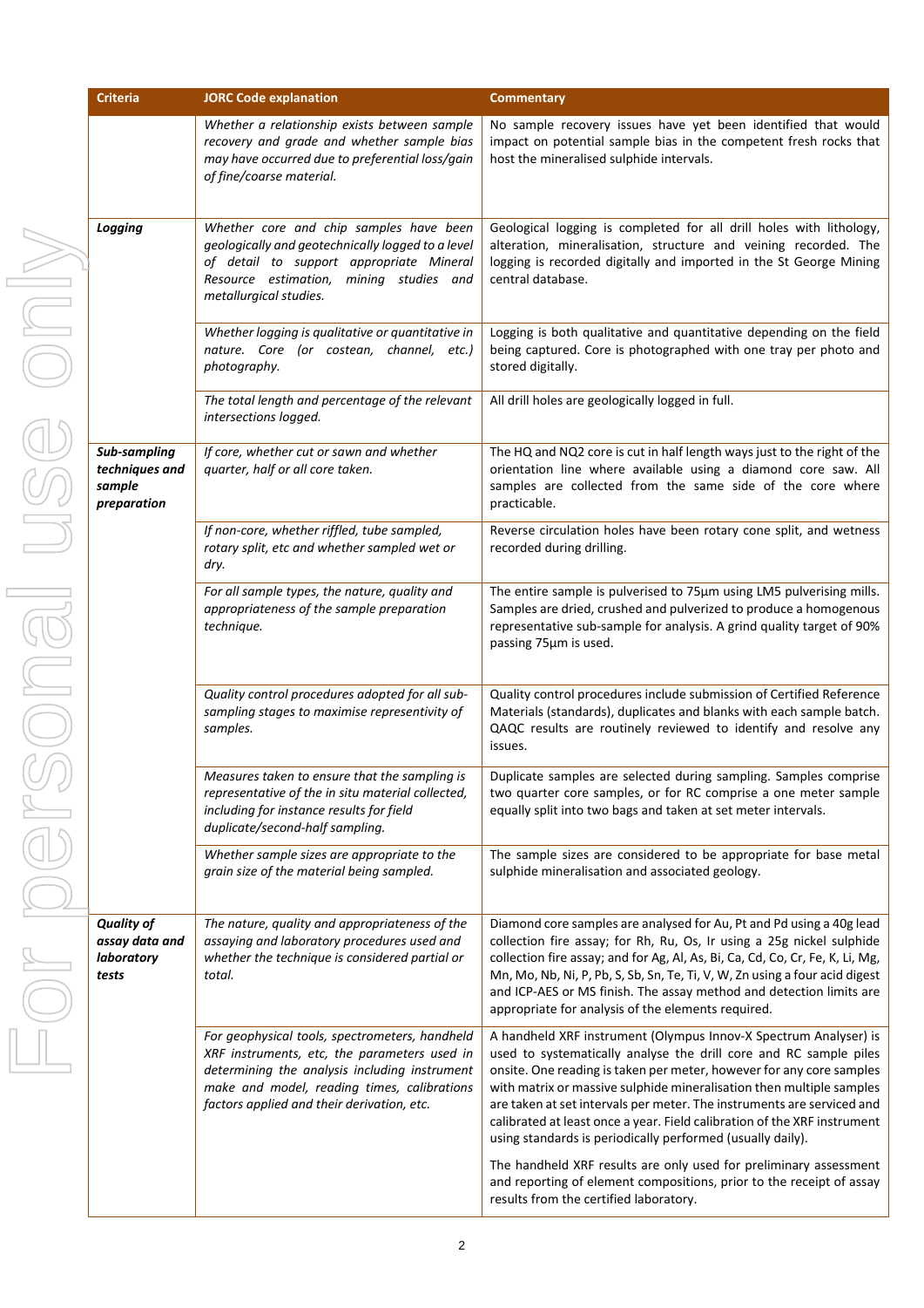| Criteria | JORC Code explanation | Commentary |
|---|---|---|
| | *Whether a relationship exists between sample recovery and grade and whether sample bias may have occurred due to preferential loss/gain of fine/coarse material.* | No sample recovery issues have yet been identified that would impact on potential sample bias in the competent fresh rocks that host the mineralised sulphide intervals. |
| ***Logging*** | *Whether core and chip samples have been geologically and geotechnically logged to a level of detail to support appropriate Mineral Resource estimation, mining studies and metallurgical studies.* | Geological logging is completed for all drill holes with lithology, alteration, mineralisation, structure and veining recorded. The logging is recorded digitally and imported in the St George Mining central database. |
| | *Whether logging is qualitative or quantitative in nature. Core (or costean, channel, etc.) photography.* | Logging is both qualitative and quantitative depending on the field being captured. Core is photographed with one tray per photo and stored digitally. |
| | *The total length and percentage of the relevant intersections logged.* | All drill holes are geologically logged in full. |
| ***Sub-sampling techniques and sample preparation*** | *If core, whether cut or sawn and whether quarter, half or all core taken.* | The HQ and NQ2 core is cut in half length ways just to the right of the orientation line where available using a diamond core saw. All samples are collected from the same side of the core where practicable. |
| | *If non-core, whether riffled, tube sampled, rotary split, etc and whether sampled wet or dry.* | Reverse circulation holes have been rotary cone split, and wetness recorded during drilling. |
| | *For all sample types, the nature, quality and appropriateness of the sample preparation technique.* | The entire sample is pulverised to 75µm using LM5 pulverising mills. Samples are dried, crushed and pulverized to produce a homogenous representative sub-sample for analysis. A grind quality target of 90% passing 75µm is used. |
| | *Quality control procedures adopted for all sub-sampling stages to maximise representivity of samples.* | Quality control procedures include submission of Certified Reference Materials (standards), duplicates and blanks with each sample batch. QAQC results are routinely reviewed to identify and resolve any issues. |
| | *Measures taken to ensure that the sampling is representative of the in situ material collected, including for instance results for field duplicate/second-half sampling.* | Duplicate samples are selected during sampling. Samples comprise two quarter core samples, or for RC comprise a one meter sample equally split into two bags and taken at set meter intervals. |
| | *Whether sample sizes are appropriate to the grain size of the material being sampled.* | The sample sizes are considered to be appropriate for base metal sulphide mineralisation and associated geology. |
| ***Quality of assay data and laboratory tests*** | *The nature, quality and appropriateness of the assaying and laboratory procedures used and whether the technique is considered partial or total.* | Diamond core samples are analysed for Au, Pt and Pd using a 40g lead collection fire assay; for Rh, Ru, Os, Ir using a 25g nickel sulphide collection fire assay; and for Ag, Al, As, Bi, Ca, Cd, Co, Cr, Fe, K, Li, Mg, Mn, Mo, Nb, Ni, P, Pb, S, Sb, Sn, Te, Ti, V, W, Zn using a four acid digest and ICP-AES or MS finish. The assay method and detection limits are appropriate for analysis of the elements required. |
| | *For geophysical tools, spectrometers, handheld XRF instruments, etc, the parameters used in determining the analysis including instrument make and model, reading times, calibrations factors applied and their derivation, etc.* | A handheld XRF instrument (Olympus Innov-X Spectrum Analyser) is used to systematically analyse the drill core and RC sample piles onsite. One reading is taken per meter, however for any core samples with matrix or massive sulphide mineralisation then multiple samples are taken at set intervals per meter. The instruments are serviced and calibrated at least once a year. Field calibration of the XRF instrument using standards is periodically performed (usually daily).<br><br>The handheld XRF results are only used for preliminary assessment and reporting of element compositions, prior to the receipt of assay results from the certified laboratory. |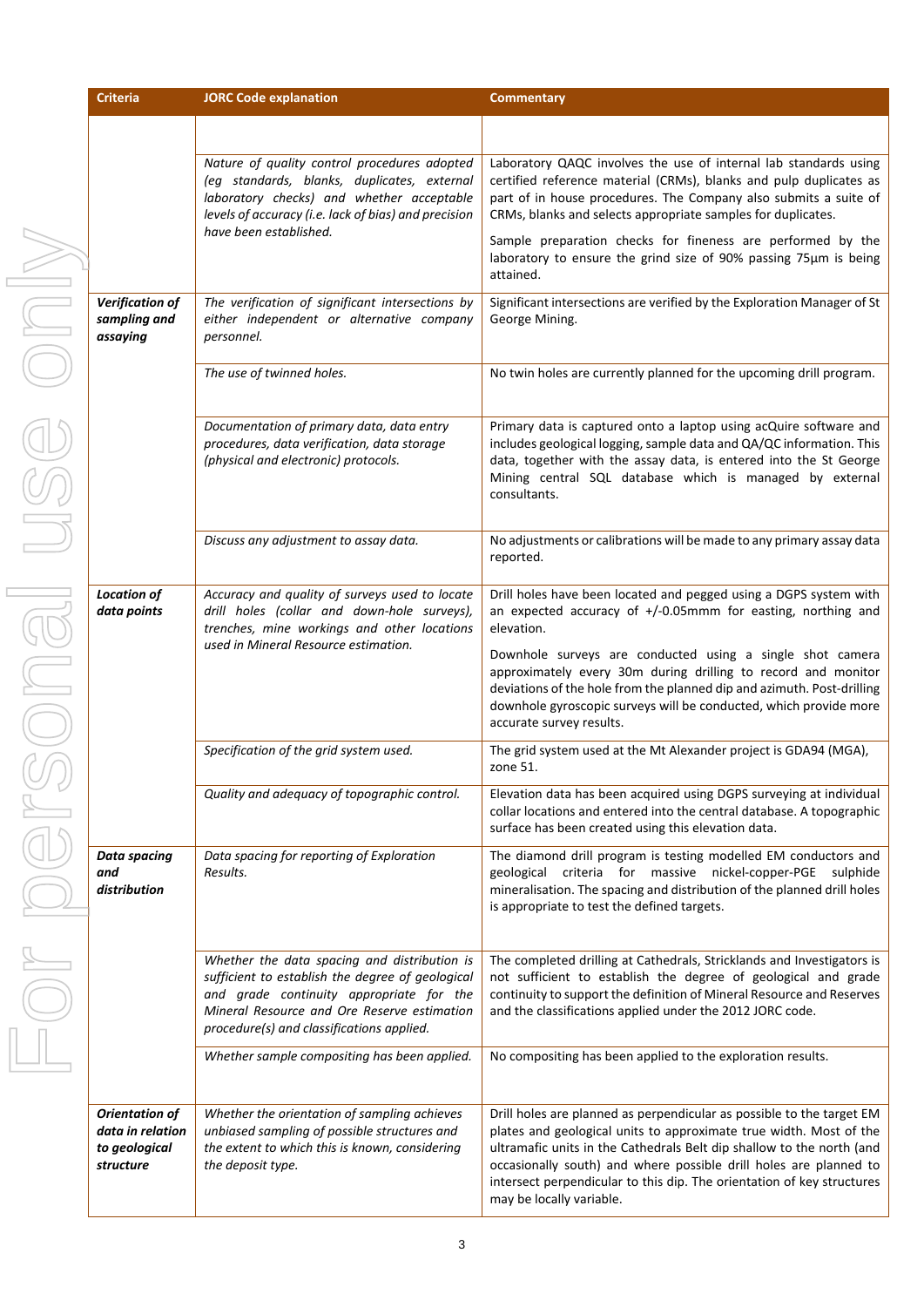| Criteria | JORC Code explanation | Commentary |
|---|---|---|
| | | |
| | *Nature of quality control procedures adopted (eg standards, blanks, duplicates, external laboratory checks) and whether acceptable levels of accuracy (i.e. lack of bias) and precision have been established.* | Laboratory QAQC involves the use of internal lab standards using certified reference material (CRMs), blanks and pulp duplicates as part of in house procedures. The Company also submits a suite of CRMs, blanks and selects appropriate samples for duplicates.<br><br>Sample preparation checks for fineness are performed by the laboratory to ensure the grind size of 90% passing 75µm is being attained. |
| ***Verification of sampling and assaying*** | *The verification of significant intersections by either independent or alternative company personnel.* | Significant intersections are verified by the Exploration Manager of St George Mining. |
| | *The use of twinned holes.* | No twin holes are currently planned for the upcoming drill program. |
| | *Documentation of primary data, data entry procedures, data verification, data storage (physical and electronic) protocols.* | Primary data is captured onto a laptop using acQuire software and includes geological logging, sample data and QA/QC information. This data, together with the assay data, is entered into the St George Mining central SQL database which is managed by external consultants. |
| | *Discuss any adjustment to assay data.* | No adjustments or calibrations will be made to any primary assay data reported. |
| ***Location of data points*** | *Accuracy and quality of surveys used to locate drill holes (collar and down-hole surveys), trenches, mine workings and other locations used in Mineral Resource estimation.* | Drill holes have been located and pegged using a DGPS system with an expected accuracy of +/-0.05mmm for easting, northing and elevation.<br><br>Downhole surveys are conducted using a single shot camera approximately every 30m during drilling to record and monitor deviations of the hole from the planned dip and azimuth. Post-drilling downhole gyroscopic surveys will be conducted, which provide more accurate survey results. |
| | *Specification of the grid system used.* | The grid system used at the Mt Alexander project is GDA94 (MGA), zone 51. |
| | *Quality and adequacy of topographic control.* | Elevation data has been acquired using DGPS surveying at individual collar locations and entered into the central database. A topographic surface has been created using this elevation data. |
| ***Data spacing and distribution*** | *Data spacing for reporting of Exploration Results.* | The diamond drill program is testing modelled EM conductors and geological criteria for massive nickel-copper-PGE sulphide mineralisation. The spacing and distribution of the planned drill holes is appropriate to test the defined targets. |
| | *Whether the data spacing and distribution is sufficient to establish the degree of geological and grade continuity appropriate for the Mineral Resource and Ore Reserve estimation procedure(s) and classifications applied.* | The completed drilling at Cathedrals, Stricklands and Investigators is not sufficient to establish the degree of geological and grade continuity to support the definition of Mineral Resource and Reserves and the classifications applied under the 2012 JORC code. |
| | *Whether sample compositing has been applied.* | No compositing has been applied to the exploration results. |
| ***Orientation of data in relation to geological structure*** | *Whether the orientation of sampling achieves unbiased sampling of possible structures and the extent to which this is known, considering the deposit type.* | Drill holes are planned as perpendicular as possible to the target EM plates and geological units to approximate true width. Most of the ultramafic units in the Cathedrals Belt dip shallow to the north (and occasionally south) and where possible drill holes are planned to intersect perpendicular to this dip. The orientation of key structures may be locally variable. |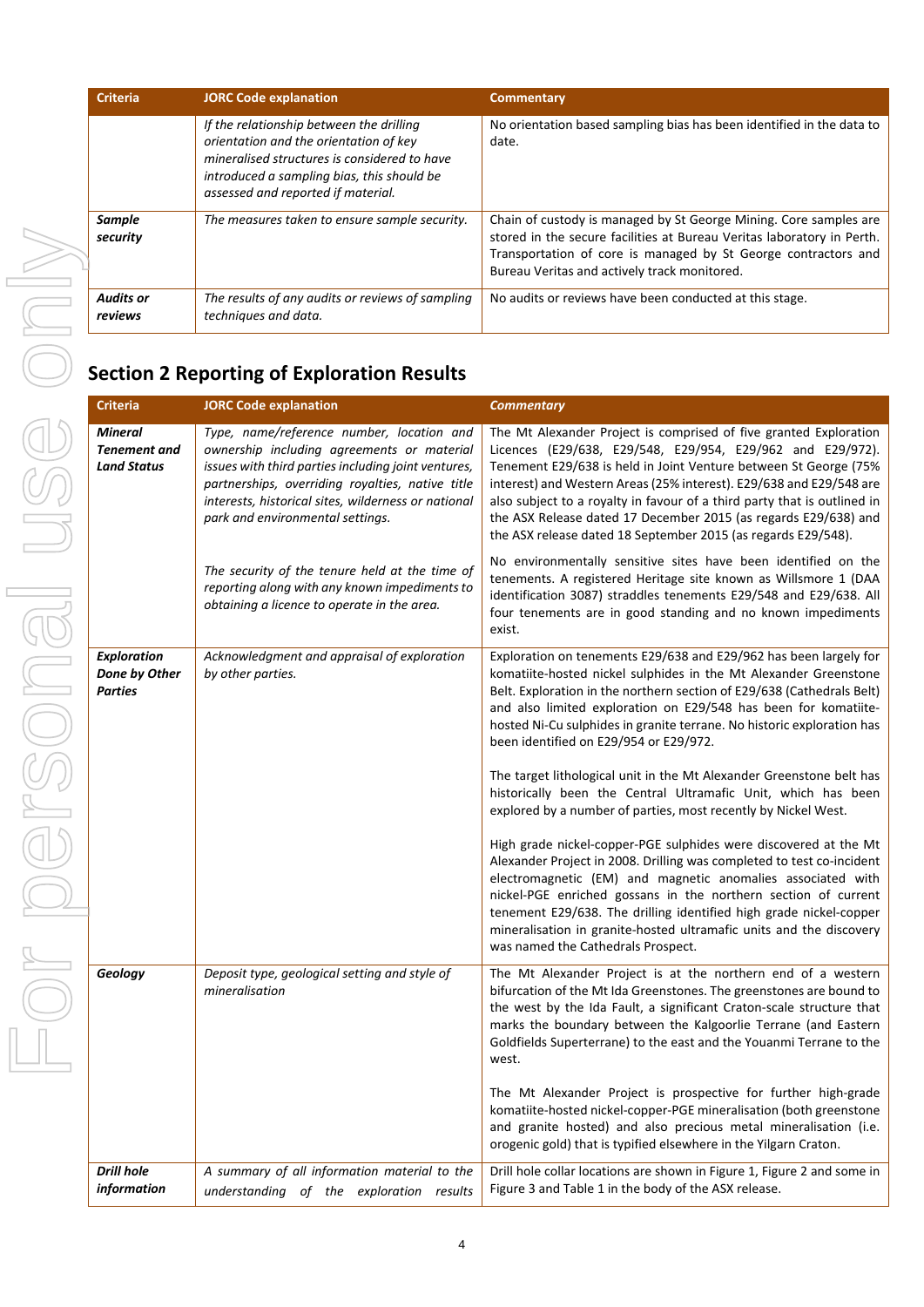| Criteria | JORC Code explanation | Commentary |
|---|---|---|
| | *If the relationship between the drilling orientation and the orientation of key mineralised structures is considered to have introduced a sampling bias, this should be assessed and reported if material.* | No orientation based sampling bias has been identified in the data to date. |
| ***Sample security*** | *The measures taken to ensure sample security.* | Chain of custody is managed by St George Mining. Core samples are stored in the secure facilities at Bureau Veritas laboratory in Perth. Transportation of core is managed by St George contractors and Bureau Veritas and actively track monitored. |
| ***Audits or reviews*** | *The results of any audits or reviews of sampling techniques and data.* | No audits or reviews have been conducted at this stage. |

## Section 2 Reporting of Exploration Results

| Criteria | JORC Code explanation | *Commentary* |
|---|---|---|
| ***Mineral Tenement and Land Status*** | *Type, name/reference number, location and ownership including agreements or material issues with third parties including joint ventures, partnerships, overriding royalties, native title interests, historical sites, wilderness or national park and environmental settings.*<br><br>*The security of the tenure held at the time of reporting along with any known impediments to obtaining a licence to operate in the area.* | The Mt Alexander Project is comprised of five granted Exploration Licences (E29/638, E29/548, E29/954, E29/962 and E29/972). Tenement E29/638 is held in Joint Venture between St George (75% interest) and Western Areas (25% interest). E29/638 and E29/548 are also subject to a royalty in favour of a third party that is outlined in the ASX Release dated 17 December 2015 (as regards E29/638) and the ASX release dated 18 September 2015 (as regards E29/548).<br><br>No environmentally sensitive sites have been identified on the tenements. A registered Heritage site known as Willsmore 1 (DAA identification 3087) straddles tenements E29/548 and E29/638. All four tenements are in good standing and no known impediments exist. |
| ***Exploration Done by Other Parties*** | *Acknowledgment and appraisal of exploration by other parties.* | Exploration on tenements E29/638 and E29/962 has been largely for komatiite-hosted nickel sulphides in the Mt Alexander Greenstone Belt. Exploration in the northern section of E29/638 (Cathedrals Belt) and also limited exploration on E29/548 has been for komatiite-hosted Ni-Cu sulphides in granite terrane. No historic exploration has been identified on E29/954 or E29/972.<br><br>The target lithological unit in the Mt Alexander Greenstone belt has historically been the Central Ultramafic Unit, which has been explored by a number of parties, most recently by Nickel West.<br><br>High grade nickel-copper-PGE sulphides were discovered at the Mt Alexander Project in 2008. Drilling was completed to test co-incident electromagnetic (EM) and magnetic anomalies associated with nickel-PGE enriched gossans in the northern section of current tenement E29/638. The drilling identified high grade nickel-copper mineralisation in granite-hosted ultramafic units and the discovery was named the Cathedrals Prospect. |
| ***Geology*** | *Deposit type, geological setting and style of mineralisation* | The Mt Alexander Project is at the northern end of a western bifurcation of the Mt Ida Greenstones. The greenstones are bound to the west by the Ida Fault, a significant Craton-scale structure that marks the boundary between the Kalgoorlie Terrane (and Eastern Goldfields Superterrane) to the east and the Youanmi Terrane to the west.<br><br>The Mt Alexander Project is prospective for further high-grade komatiite-hosted nickel-copper-PGE mineralisation (both greenstone and granite hosted) and also precious metal mineralisation (i.e. orogenic gold) that is typified elsewhere in the Yilgarn Craton. |
| ***Drill hole information*** | *A summary of all information material to the understanding of the exploration results* | Drill hole collar locations are shown in Figure 1, Figure 2 and some in Figure 3 and Table 1 in the body of the ASX release. |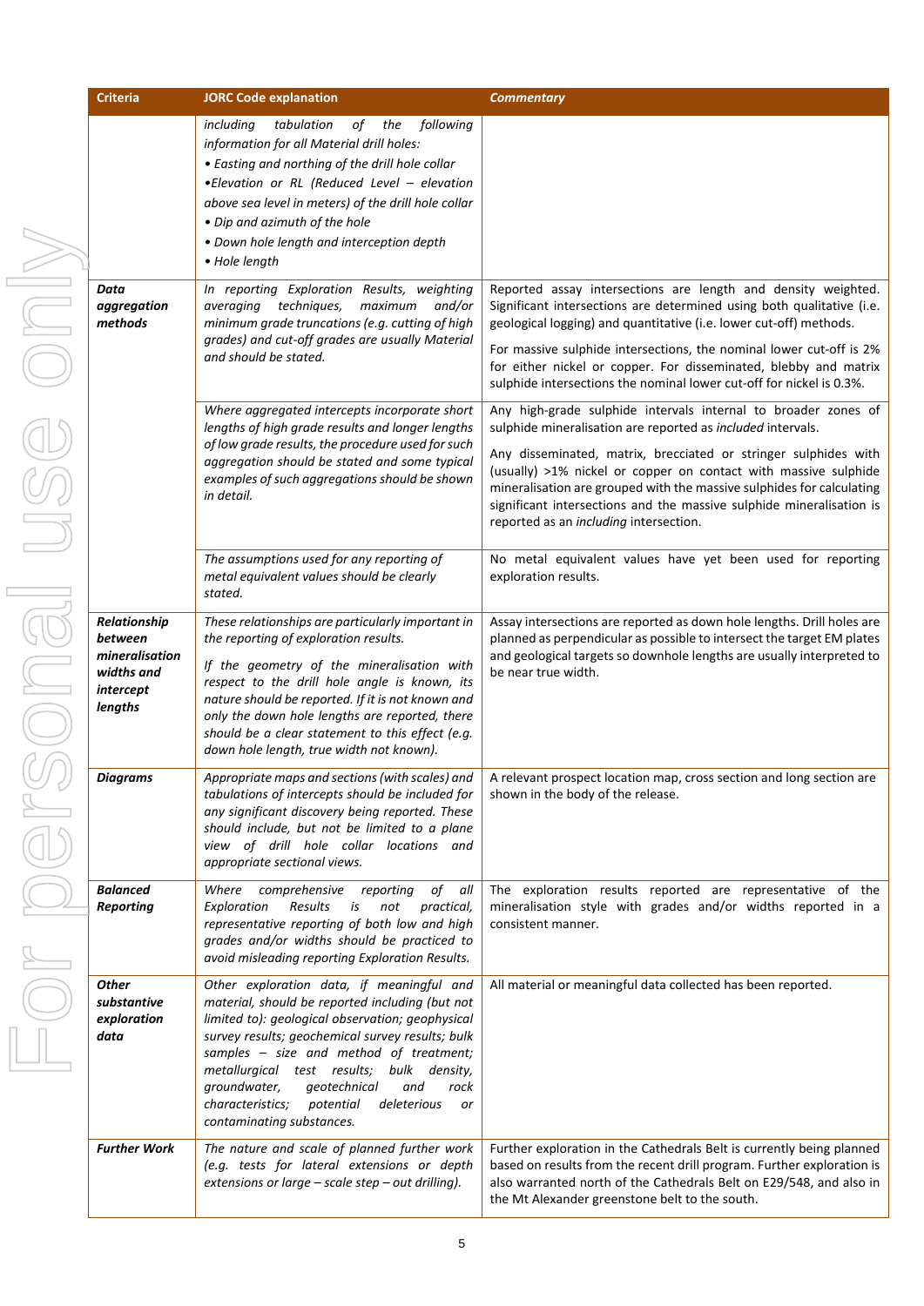| Criteria | JORC Code explanation | *Commentary* |
|---|---|---|
| | *including tabulation of the following information for all Material drill holes:*<br>*• Easting and northing of the drill hole collar*<br>*•Elevation or RL (Reduced Level – elevation above sea level in meters) of the drill hole collar*<br>*• Dip and azimuth of the hole*<br>*• Down hole length and interception depth*<br>*• Hole length* | |
| ***Data aggregation methods*** | *In reporting Exploration Results, weighting averaging techniques, maximum and/or minimum grade truncations (e.g. cutting of high grades) and cut-off grades are usually Material and should be stated.* | Reported assay intersections are length and density weighted. Significant intersections are determined using both qualitative (i.e. geological logging) and quantitative (i.e. lower cut-off) methods.<br>For massive sulphide intersections, the nominal lower cut-off is 2% for either nickel or copper. For disseminated, blebby and matrix sulphide intersections the nominal lower cut-off for nickel is 0.3%. |
| | *Where aggregated intercepts incorporate short lengths of high grade results and longer lengths of low grade results, the procedure used for such aggregation should be stated and some typical examples of such aggregations should be shown in detail.* | Any high-grade sulphide intervals internal to broader zones of sulphide mineralisation are reported as *included* intervals.<br>Any disseminated, matrix, brecciated or stringer sulphides with (usually) >1% nickel or copper on contact with massive sulphide mineralisation are grouped with the massive sulphides for calculating significant intersections and the massive sulphide mineralisation is reported as an *including* intersection. |
| | *The assumptions used for any reporting of metal equivalent values should be clearly stated.* | No metal equivalent values have yet been used for reporting exploration results. |
| ***Relationship between mineralisation widths and intercept lengths*** | *These relationships are particularly important in the reporting of exploration results.*<br>*If the geometry of the mineralisation with respect to the drill hole angle is known, its nature should be reported. If it is not known and only the down hole lengths are reported, there should be a clear statement to this effect (e.g. down hole length, true width not known).* | Assay intersections are reported as down hole lengths. Drill holes are planned as perpendicular as possible to intersect the target EM plates and geological targets so downhole lengths are usually interpreted to be near true width. |
| ***Diagrams*** | *Appropriate maps and sections (with scales) and tabulations of intercepts should be included for any significant discovery being reported. These should include, but not be limited to a plane view of drill hole collar locations and appropriate sectional views.* | A relevant prospect location map, cross section and long section are shown in the body of the release. |
| ***Balanced Reporting*** | *Where comprehensive reporting of all Exploration Results is not practical, representative reporting of both low and high grades and/or widths should be practiced to avoid misleading reporting Exploration Results.* | The exploration results reported are representative of the mineralisation style with grades and/or widths reported in a consistent manner. |
| ***Other substantive exploration data*** | *Other exploration data, if meaningful and material, should be reported including (but not limited to): geological observation; geophysical survey results; geochemical survey results; bulk samples – size and method of treatment; metallurgical test results; bulk density, groundwater, geotechnical and rock characteristics; potential deleterious or contaminating substances.* | All material or meaningful data collected has been reported. |
| ***Further Work*** | *The nature and scale of planned further work (e.g. tests for lateral extensions or depth extensions or large – scale step – out drilling).* | Further exploration in the Cathedrals Belt is currently being planned based on results from the recent drill program. Further exploration is also warranted north of the Cathedrals Belt on E29/548, and also in the Mt Alexander greenstone belt to the south. |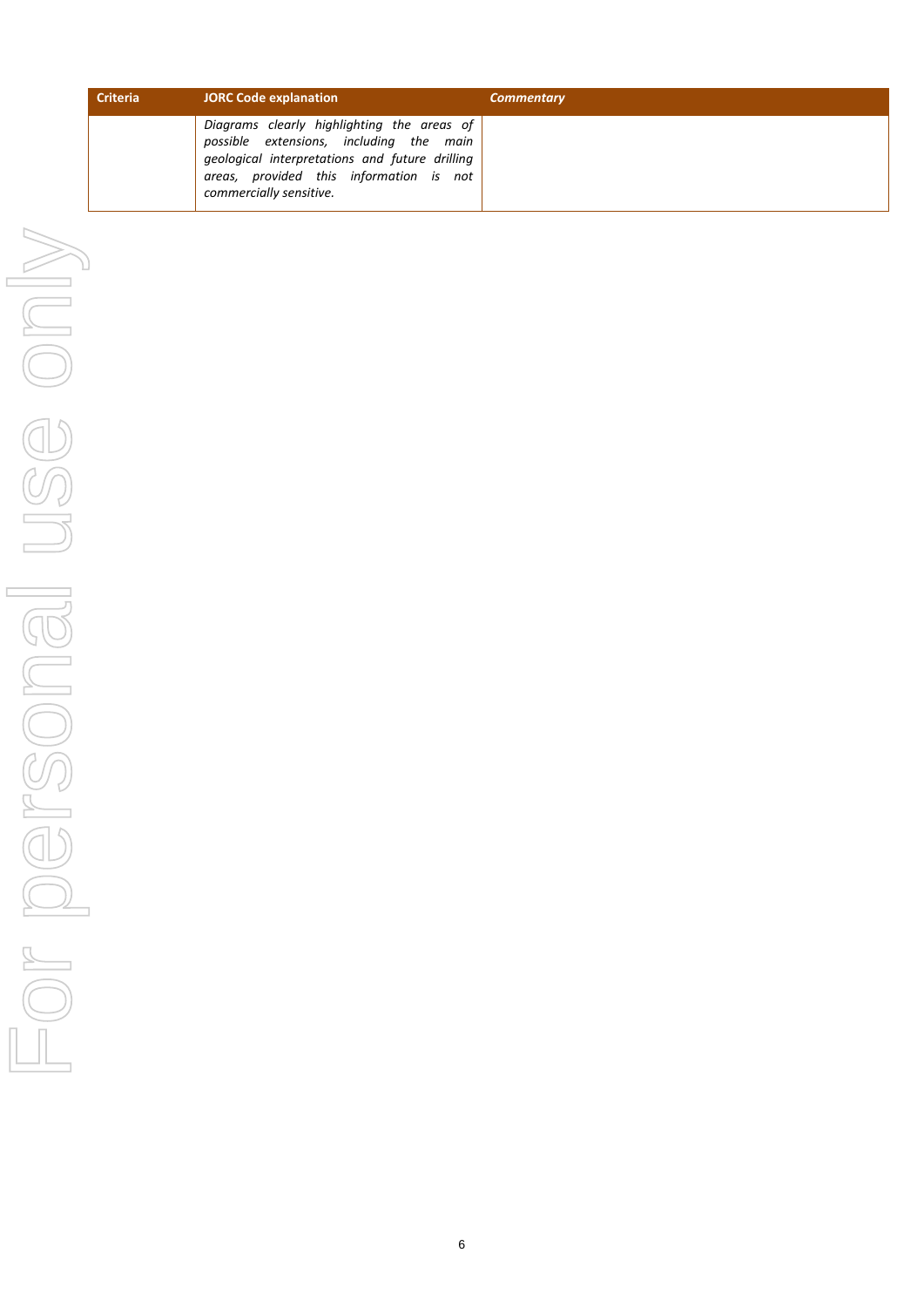| Criteria | JORC Code explanation | *Commentary* |
| --- | --- | --- |
| | *Diagrams clearly highlighting the areas of possible extensions, including the main geological interpretations and future drilling areas, provided this information is not commercially sensitive.* | |